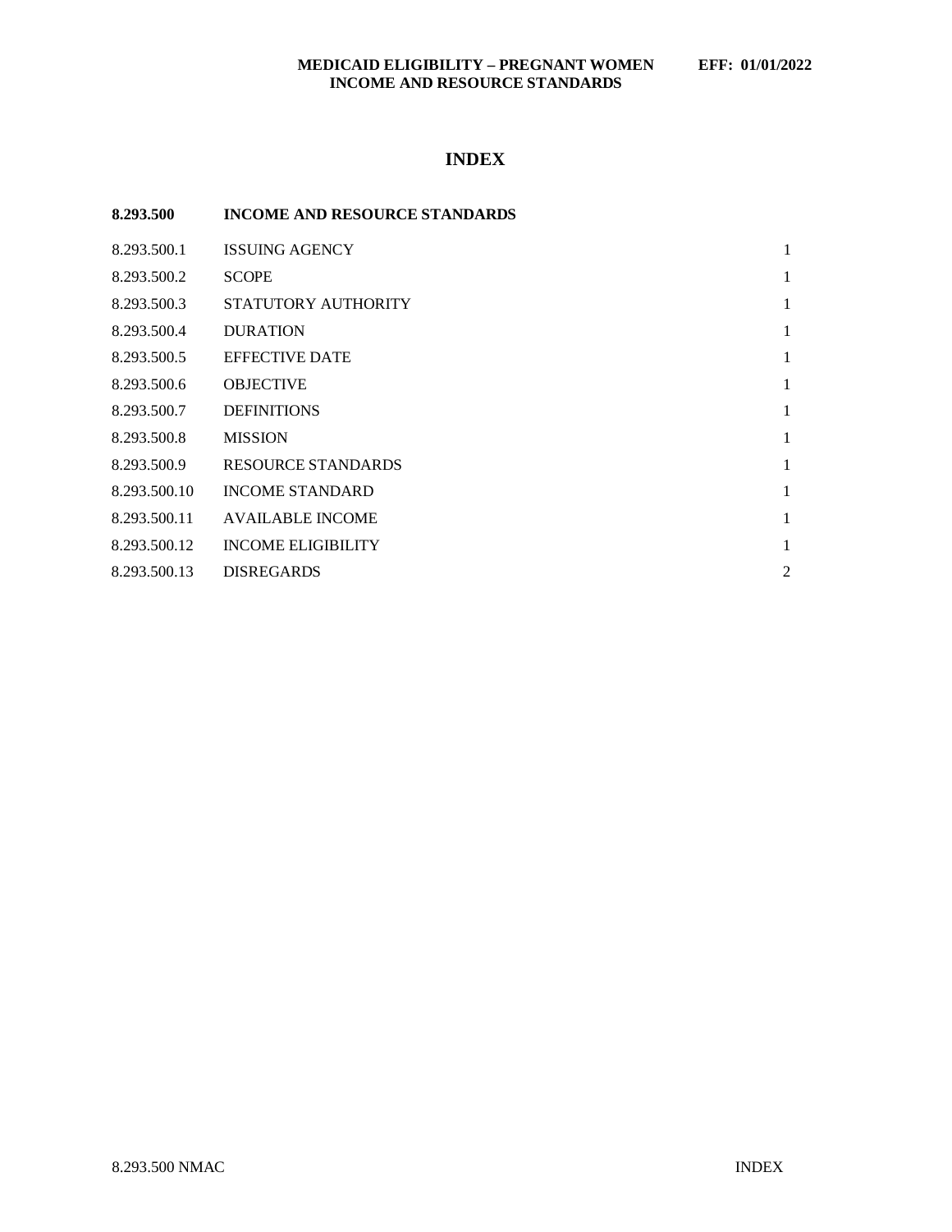# INDEX

| 8.293.500 | INCOME AND RESOURCE STANDARDS | |
|---|---|---|
| 8.293.500.1 | ISSUING AGENCY | 1 |
| 8.293.500.2 | SCOPE | 1 |
| 8.293.500.3 | STATUTORY AUTHORITY | 1 |
| 8.293.500.4 | DURATION | 1 |
| 8.293.500.5 | EFFECTIVE DATE | 1 |
| 8.293.500.6 | OBJECTIVE | 1 |
| 8.293.500.7 | DEFINITIONS | 1 |
| 8.293.500.8 | MISSION | 1 |
| 8.293.500.9 | RESOURCE STANDARDS | 1 |
| 8.293.500.10 | INCOME STANDARD | 1 |
| 8.293.500.11 | AVAILABLE INCOME | 1 |
| 8.293.500.12 | INCOME ELIGIBILITY | 1 |
| 8.293.500.13 | DISREGARDS | 2 |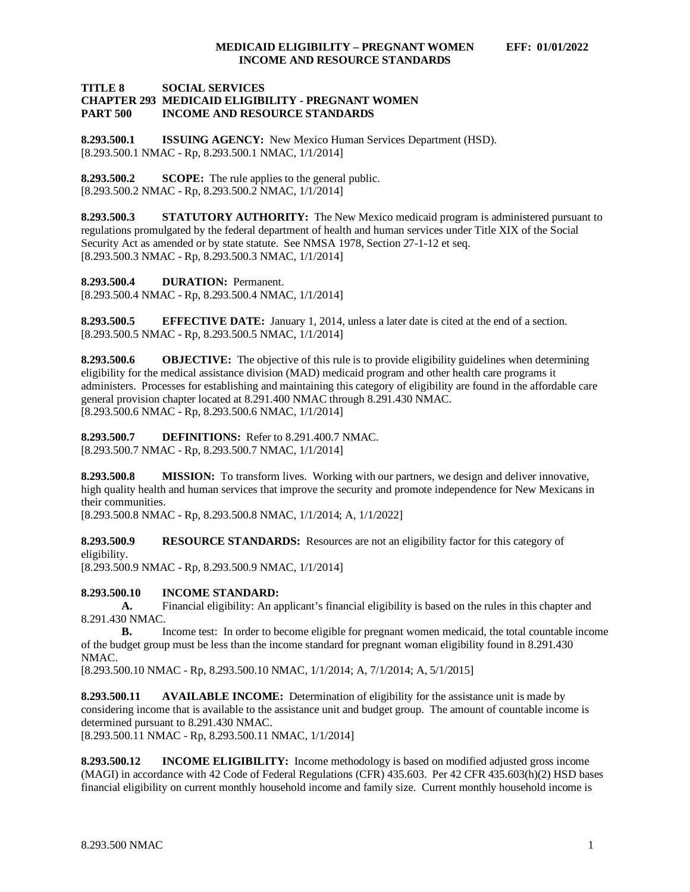# TITLE 8 SOCIAL SERVICES
## CHAPTER 293 MEDICAID ELIGIBILITY - PREGNANT WOMEN
## PART 500 INCOME AND RESOURCE STANDARDS

**8.293.500.1 ISSUING AGENCY:** New Mexico Human Services Department (HSD).
[8.293.500.1 NMAC - Rp, 8.293.500.1 NMAC, 1/1/2014]

**8.293.500.2 SCOPE:** The rule applies to the general public.
[8.293.500.2 NMAC - Rp, 8.293.500.2 NMAC, 1/1/2014]

**8.293.500.3 STATUTORY AUTHORITY:** The New Mexico medicaid program is administered pursuant to regulations promulgated by the federal department of health and human services under Title XIX of the Social Security Act as amended or by state statute. See NMSA 1978, Section 27-1-12 et seq.
[8.293.500.3 NMAC - Rp, 8.293.500.3 NMAC, 1/1/2014]

**8.293.500.4 DURATION:** Permanent.
[8.293.500.4 NMAC - Rp, 8.293.500.4 NMAC, 1/1/2014]

**8.293.500.5 EFFECTIVE DATE:** January 1, 2014, unless a later date is cited at the end of a section.
[8.293.500.5 NMAC - Rp, 8.293.500.5 NMAC, 1/1/2014]

**8.293.500.6 OBJECTIVE:** The objective of this rule is to provide eligibility guidelines when determining eligibility for the medical assistance division (MAD) medicaid program and other health care programs it administers. Processes for establishing and maintaining this category of eligibility are found in the affordable care general provision chapter located at 8.291.400 NMAC through 8.291.430 NMAC.
[8.293.500.6 NMAC - Rp, 8.293.500.6 NMAC, 1/1/2014]

**8.293.500.7 DEFINITIONS:** Refer to 8.291.400.7 NMAC.
[8.293.500.7 NMAC - Rp, 8.293.500.7 NMAC, 1/1/2014]

**8.293.500.8 MISSION:** To transform lives. Working with our partners, we design and deliver innovative, high quality health and human services that improve the security and promote independence for New Mexicans in their communities.
[8.293.500.8 NMAC - Rp, 8.293.500.8 NMAC, 1/1/2014; A, 1/1/2022]

**8.293.500.9 RESOURCE STANDARDS:** Resources are not an eligibility factor for this category of eligibility.
[8.293.500.9 NMAC - Rp, 8.293.500.9 NMAC, 1/1/2014]

**8.293.500.10 INCOME STANDARD:**

**A.** Financial eligibility: An applicant's financial eligibility is based on the rules in this chapter and 8.291.430 NMAC.

**B.** Income test: In order to become eligible for pregnant women medicaid, the total countable income of the budget group must be less than the income standard for pregnant woman eligibility found in 8.291.430 NMAC.

[8.293.500.10 NMAC - Rp, 8.293.500.10 NMAC, 1/1/2014; A, 7/1/2014; A, 5/1/2015]

**8.293.500.11 AVAILABLE INCOME:** Determination of eligibility for the assistance unit is made by considering income that is available to the assistance unit and budget group. The amount of countable income is determined pursuant to 8.291.430 NMAC.
[8.293.500.11 NMAC - Rp, 8.293.500.11 NMAC, 1/1/2014]

**8.293.500.12 INCOME ELIGIBILITY:** Income methodology is based on modified adjusted gross income (MAGI) in accordance with 42 Code of Federal Regulations (CFR) 435.603. Per 42 CFR 435.603(h)(2) HSD bases financial eligibility on current monthly household income and family size. Current monthly household income is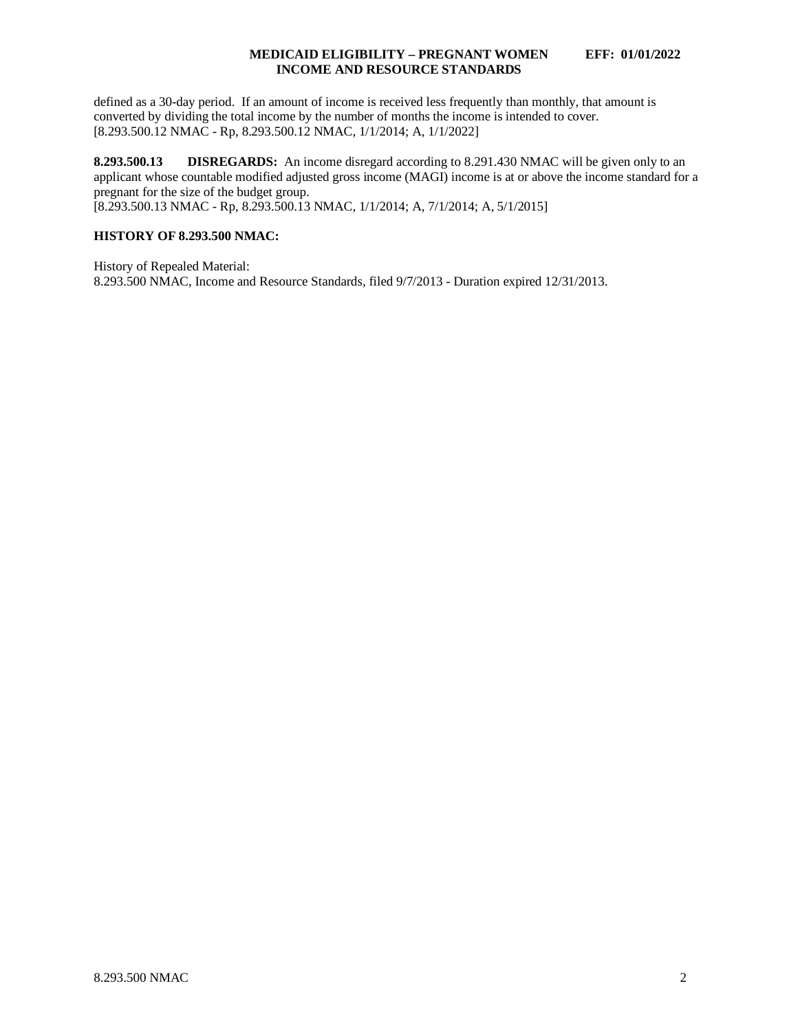defined as a 30-day period. If an amount of income is received less frequently than monthly, that amount is converted by dividing the total income by the number of months the income is intended to cover.
[8.293.500.12 NMAC - Rp, 8.293.500.12 NMAC, 1/1/2014; A, 1/1/2022]

**8.293.500.13 DISREGARDS:** An income disregard according to 8.291.430 NMAC will be given only to an applicant whose countable modified adjusted gross income (MAGI) income is at or above the income standard for a pregnant for the size of the budget group.
[8.293.500.13 NMAC - Rp, 8.293.500.13 NMAC, 1/1/2014; A, 7/1/2014; A, 5/1/2015]

**HISTORY OF 8.293.500 NMAC:**

History of Repealed Material:
8.293.500 NMAC, Income and Resource Standards, filed 9/7/2013 - Duration expired 12/31/2013.